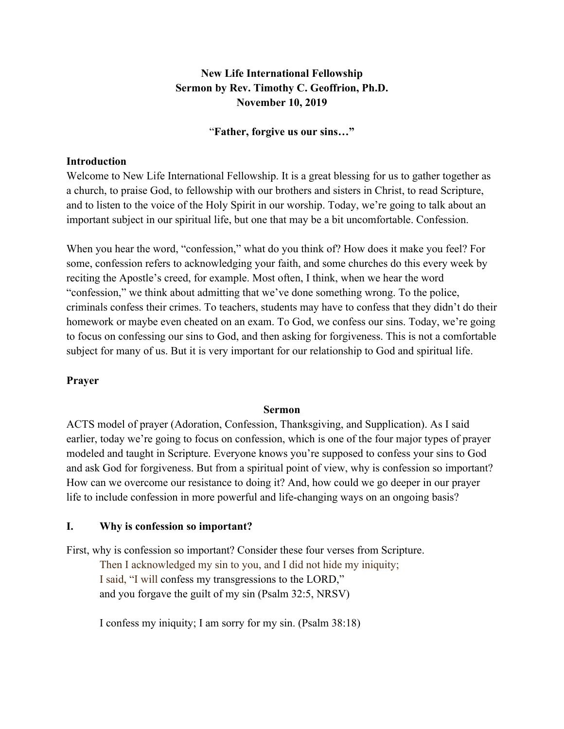**New Life International Fellowship**
**Sermon by Rev. Timothy C. Geoffrion, Ph.D.**
**November 10, 2019**

"**Father, forgive us our sins…"**

## Introduction

Welcome to New Life International Fellowship. It is a great blessing for us to gather together as a church, to praise God, to fellowship with our brothers and sisters in Christ, to read Scripture, and to listen to the voice of the Holy Spirit in our worship. Today, we're going to talk about an important subject in our spiritual life, but one that may be a bit uncomfortable. Confession.

When you hear the word, "confession," what do you think of? How does it make you feel? For some, confession refers to acknowledging your faith, and some churches do this every week by reciting the Apostle's creed, for example. Most often, I think, when we hear the word "confession," we think about admitting that we've done something wrong. To the police, criminals confess their crimes. To teachers, students may have to confess that they didn't do their homework or maybe even cheated on an exam. To God, we confess our sins. Today, we're going to focus on confessing our sins to God, and then asking for forgiveness. This is not a comfortable subject for many of us. But it is very important for our relationship to God and spiritual life.

## Prayer

## Sermon

ACTS model of prayer (Adoration, Confession, Thanksgiving, and Supplication). As I said earlier, today we're going to focus on confession, which is one of the four major types of prayer modeled and taught in Scripture. Everyone knows you're supposed to confess your sins to God and ask God for forgiveness. But from a spiritual point of view, why is confession so important? How can we overcome our resistance to doing it? And, how could we go deeper in our prayer life to include confession in more powerful and life-changing ways on an ongoing basis?

### I. Why is confession so important?

First, why is confession so important? Consider these four verses from Scripture.

> Then I acknowledged my sin to you, and I did not hide my iniquity;
> I said, "I will confess my transgressions to the LORD,"
> and you forgave the guilt of my sin (Psalm 32:5, NRSV)
>
> I confess my iniquity; I am sorry for my sin. (Psalm 38:18)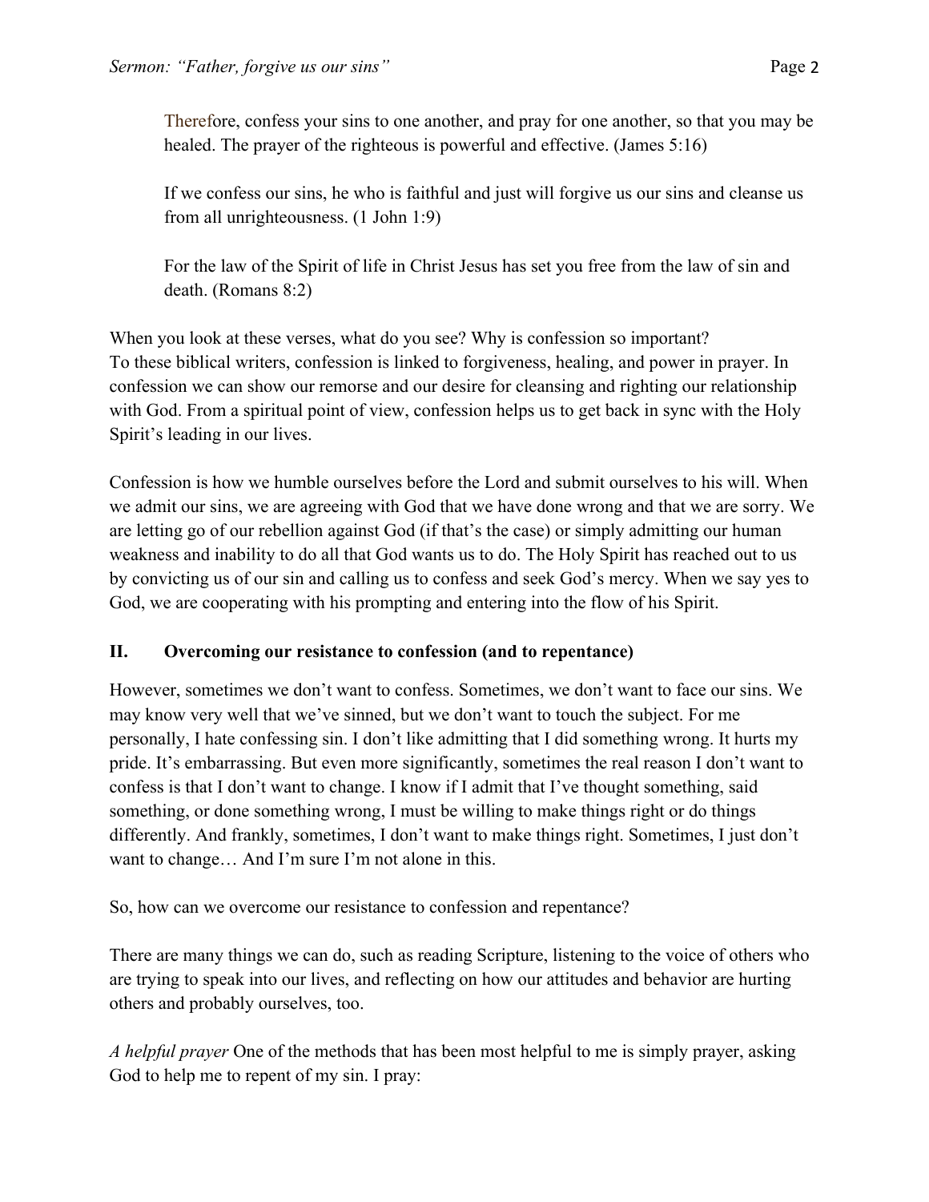> Therefore, confess your sins to one another, and pray for one another, so that you may be healed. The prayer of the righteous is powerful and effective. (James 5:16)
>
> If we confess our sins, he who is faithful and just will forgive us our sins and cleanse us from all unrighteousness. (1 John 1:9)
>
> For the law of the Spirit of life in Christ Jesus has set you free from the law of sin and death. (Romans 8:2)

When you look at these verses, what do you see? Why is confession so important?
To these biblical writers, confession is linked to forgiveness, healing, and power in prayer. In confession we can show our remorse and our desire for cleansing and righting our relationship with God. From a spiritual point of view, confession helps us to get back in sync with the Holy Spirit's leading in our lives.

Confession is how we humble ourselves before the Lord and submit ourselves to his will. When we admit our sins, we are agreeing with God that we have done wrong and that we are sorry. We are letting go of our rebellion against God (if that's the case) or simply admitting our human weakness and inability to do all that God wants us to do. The Holy Spirit has reached out to us by convicting us of our sin and calling us to confess and seek God's mercy. When we say yes to God, we are cooperating with his prompting and entering into the flow of his Spirit.

## II. Overcoming our resistance to confession (and to repentance)

However, sometimes we don't want to confess. Sometimes, we don't want to face our sins. We may know very well that we've sinned, but we don't want to touch the subject. For me personally, I hate confessing sin. I don't like admitting that I did something wrong. It hurts my pride. It's embarrassing. But even more significantly, sometimes the real reason I don't want to confess is that I don't want to change. I know if I admit that I've thought something, said something, or done something wrong, I must be willing to make things right or do things differently. And frankly, sometimes, I don't want to make things right. Sometimes, I just don't want to change… And I'm sure I'm not alone in this.

So, how can we overcome our resistance to confession and repentance?

There are many things we can do, such as reading Scripture, listening to the voice of others who are trying to speak into our lives, and reflecting on how our attitudes and behavior are hurting others and probably ourselves, too.

*A helpful prayer* One of the methods that has been most helpful to me is simply prayer, asking God to help me to repent of my sin. I pray: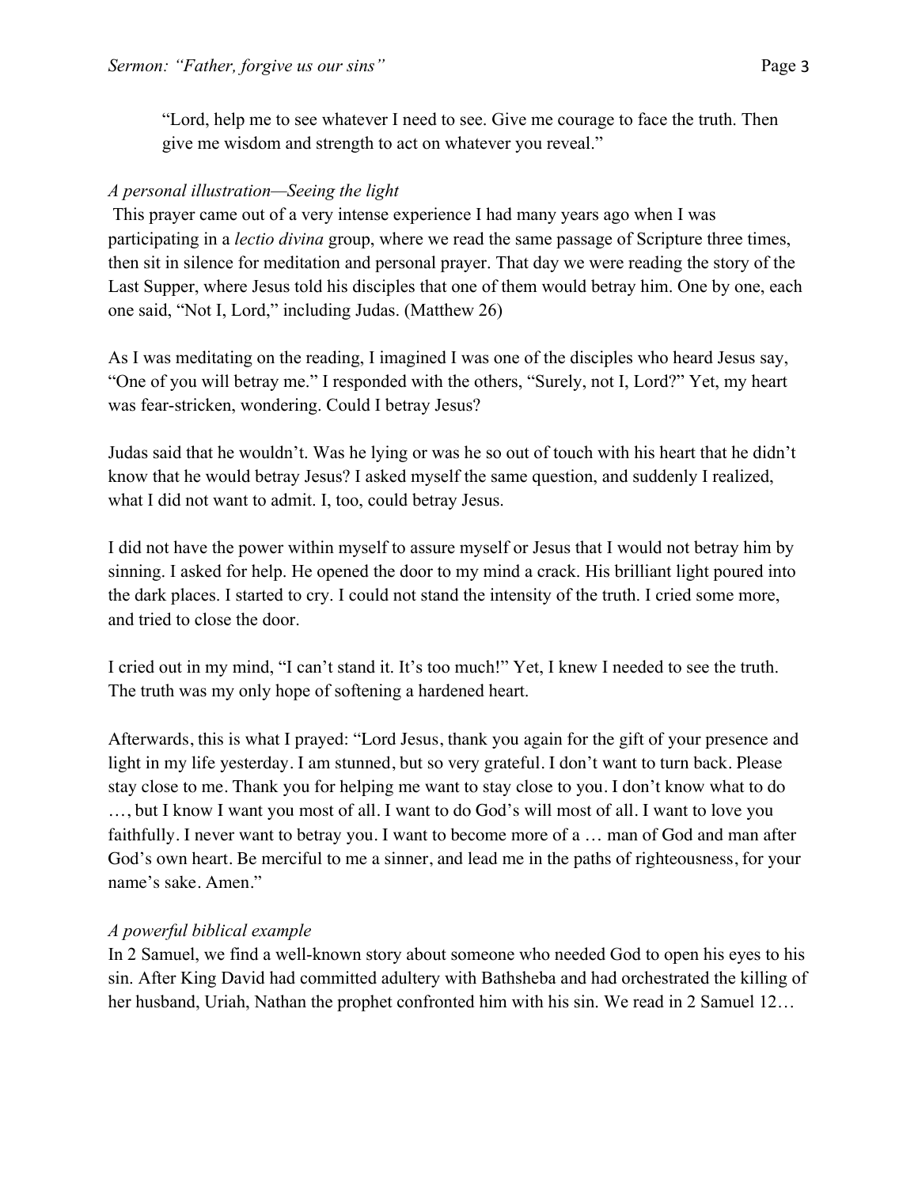"Lord, help me to see whatever I need to see. Give me courage to face the truth. Then give me wisdom and strength to act on whatever you reveal."

*A personal illustration—Seeing the light*

This prayer came out of a very intense experience I had many years ago when I was participating in a *lectio divina* group, where we read the same passage of Scripture three times, then sit in silence for meditation and personal prayer. That day we were reading the story of the Last Supper, where Jesus told his disciples that one of them would betray him. One by one, each one said, "Not I, Lord," including Judas. (Matthew 26)

As I was meditating on the reading, I imagined I was one of the disciples who heard Jesus say, "One of you will betray me." I responded with the others, "Surely, not I, Lord?" Yet, my heart was fear-stricken, wondering. Could I betray Jesus?

Judas said that he wouldn't. Was he lying or was he so out of touch with his heart that he didn't know that he would betray Jesus? I asked myself the same question, and suddenly I realized, what I did not want to admit. I, too, could betray Jesus.

I did not have the power within myself to assure myself or Jesus that I would not betray him by sinning. I asked for help. He opened the door to my mind a crack. His brilliant light poured into the dark places. I started to cry. I could not stand the intensity of the truth. I cried some more, and tried to close the door.

I cried out in my mind, "I can't stand it. It's too much!" Yet, I knew I needed to see the truth. The truth was my only hope of softening a hardened heart.

Afterwards, this is what I prayed: "Lord Jesus, thank you again for the gift of your presence and light in my life yesterday. I am stunned, but so very grateful. I don't want to turn back. Please stay close to me. Thank you for helping me want to stay close to you. I don't know what to do …, but I know I want you most of all. I want to do God's will most of all. I want to love you faithfully. I never want to betray you. I want to become more of a … man of God and man after God's own heart. Be merciful to me a sinner, and lead me in the paths of righteousness, for your name's sake. Amen."

*A powerful biblical example*

In 2 Samuel, we find a well-known story about someone who needed God to open his eyes to his sin. After King David had committed adultery with Bathsheba and had orchestrated the killing of her husband, Uriah, Nathan the prophet confronted him with his sin. We read in 2 Samuel 12…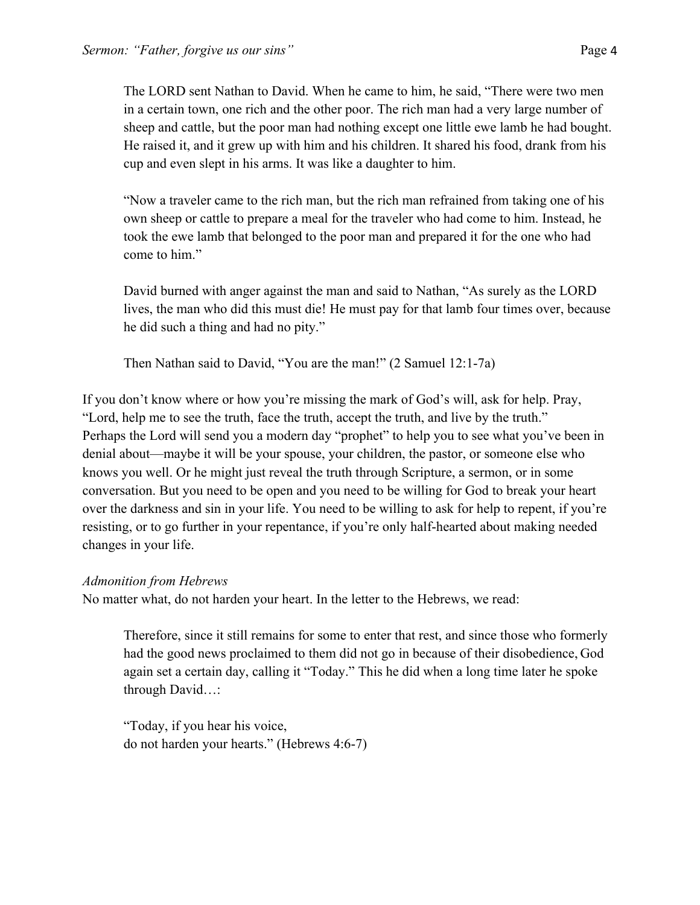> The LORD sent Nathan to David. When he came to him, he said, "There were two men in a certain town, one rich and the other poor. The rich man had a very large number of sheep and cattle, but the poor man had nothing except one little ewe lamb he had bought. He raised it, and it grew up with him and his children. It shared his food, drank from his cup and even slept in his arms. It was like a daughter to him.
>
> "Now a traveler came to the rich man, but the rich man refrained from taking one of his own sheep or cattle to prepare a meal for the traveler who had come to him. Instead, he took the ewe lamb that belonged to the poor man and prepared it for the one who had come to him."
>
> David burned with anger against the man and said to Nathan, "As surely as the LORD lives, the man who did this must die! He must pay for that lamb four times over, because he did such a thing and had no pity."
>
> Then Nathan said to David, "You are the man!" (2 Samuel 12:1-7a)

If you don't know where or how you're missing the mark of God's will, ask for help. Pray, "Lord, help me to see the truth, face the truth, accept the truth, and live by the truth." Perhaps the Lord will send you a modern day "prophet" to help you to see what you've been in denial about—maybe it will be your spouse, your children, the pastor, or someone else who knows you well. Or he might just reveal the truth through Scripture, a sermon, or in some conversation. But you need to be open and you need to be willing for God to break your heart over the darkness and sin in your life. You need to be willing to ask for help to repent, if you're resisting, or to go further in your repentance, if you're only half-hearted about making needed changes in your life.

*Admonition from Hebrews*

No matter what, do not harden your heart. In the letter to the Hebrews, we read:

> Therefore, since it still remains for some to enter that rest, and since those who formerly had the good news proclaimed to them did not go in because of their disobedience, God again set a certain day, calling it "Today." This he did when a long time later he spoke through David…:
>
> "Today, if you hear his voice,
> do not harden your hearts." (Hebrews 4:6-7)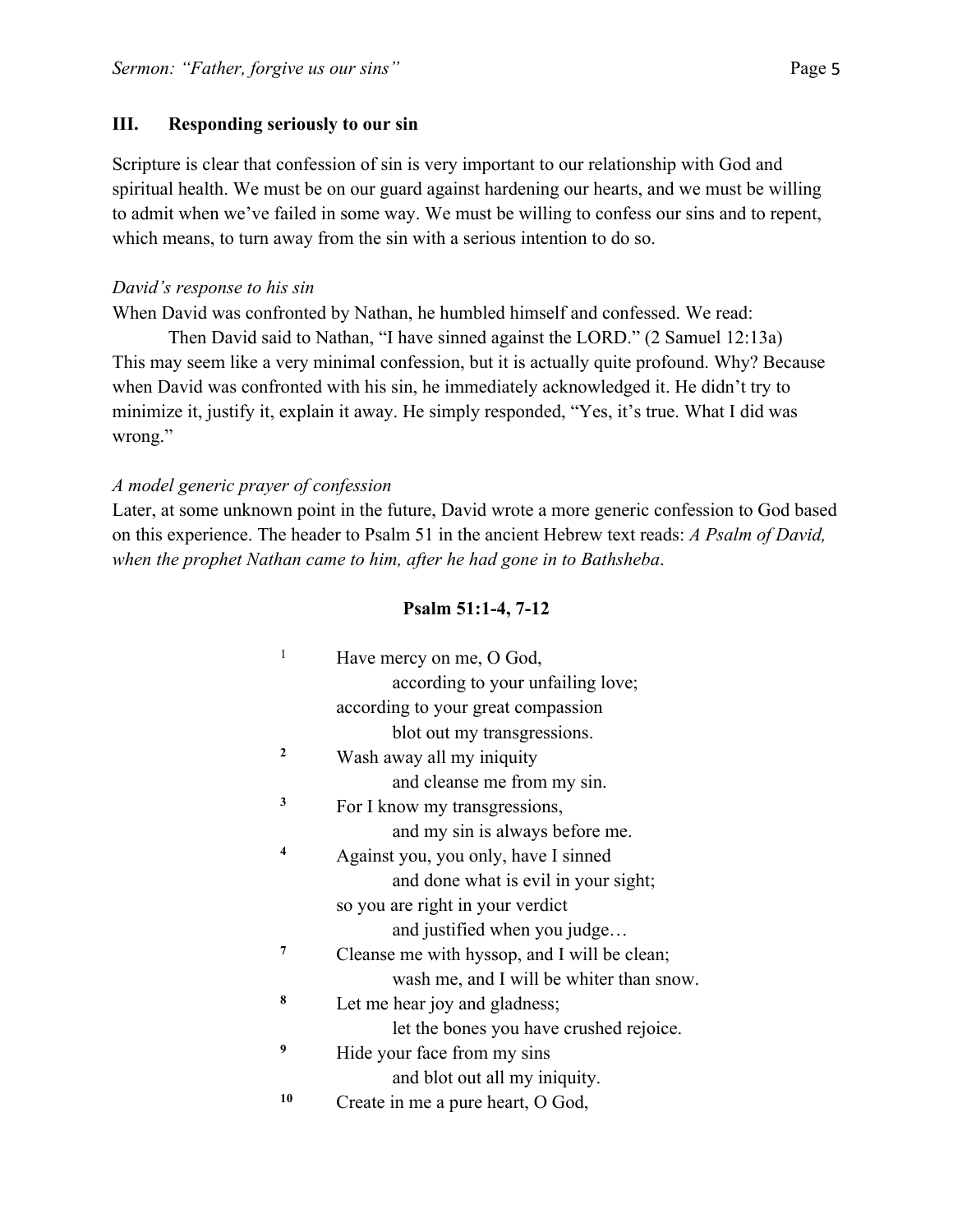## III. Responding seriously to our sin

Scripture is clear that confession of sin is very important to our relationship with God and spiritual health. We must be on our guard against hardening our hearts, and we must be willing to admit when we've failed in some way. We must be willing to confess our sins and to repent, which means, to turn away from the sin with a serious intention to do so.

*David's response to his sin*

When David was confronted by Nathan, he humbled himself and confessed. We read:

> Then David said to Nathan, "I have sinned against the LORD." (2 Samuel 12:13a)

This may seem like a very minimal confession, but it is actually quite profound. Why? Because when David was confronted with his sin, he immediately acknowledged it. He didn't try to minimize it, justify it, explain it away. He simply responded, "Yes, it's true. What I did was wrong."

*A model generic prayer of confession*

Later, at some unknown point in the future, David wrote a more generic confession to God based on this experience. The header to Psalm 51 in the ancient Hebrew text reads: *A Psalm of David, when the prophet Nathan came to him, after he had gone in to Bathsheba*.

**Psalm 51:1-4, 7-12**

[1] Have mercy on me, O God,  
  according to your unfailing love;  
according to your great compassion  
  blot out my transgressions.  
[2] Wash away all my iniquity  
  and cleanse me from my sin.  
[3] For I know my transgressions,  
  and my sin is always before me.  
[4] Against you, you only, have I sinned  
  and done what is evil in your sight;  
so you are right in your verdict  
  and justified when you judge…  
[7] Cleanse me with hyssop, and I will be clean;  
  wash me, and I will be whiter than snow.  
[8] Let me hear joy and gladness;  
  let the bones you have crushed rejoice.  
[9] Hide your face from my sins  
  and blot out all my iniquity.  
[10] Create in me a pure heart, O God,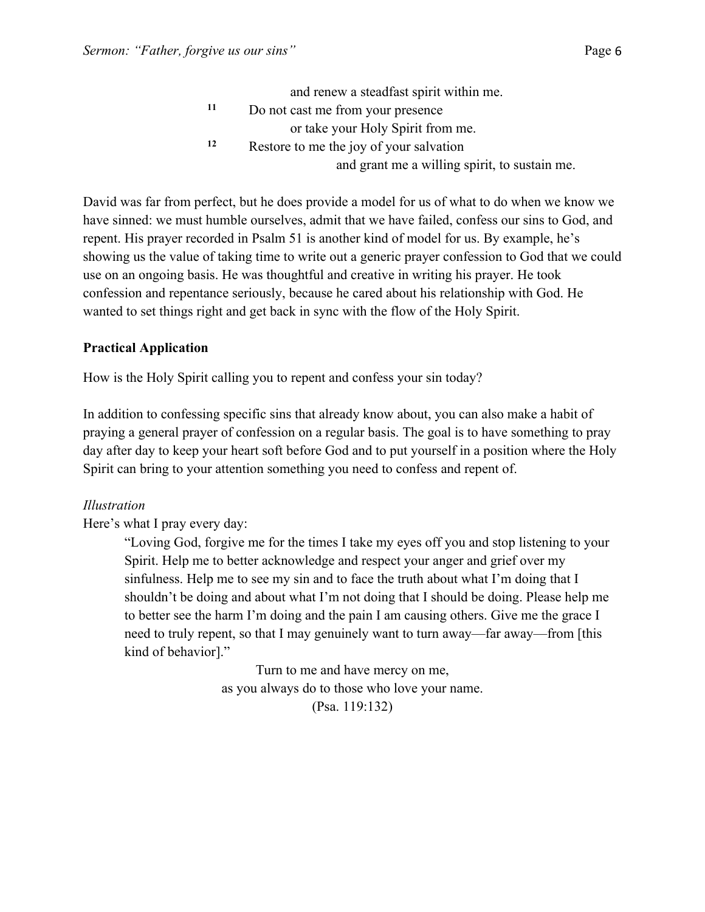and renew a steadfast spirit within me.

[11] Do not cast me from your presence
or take your Holy Spirit from me.

[12] Restore to me the joy of your salvation
and grant me a willing spirit, to sustain me.

David was far from perfect, but he does provide a model for us of what to do when we know we have sinned: we must humble ourselves, admit that we have failed, confess our sins to God, and repent. His prayer recorded in Psalm 51 is another kind of model for us. By example, he's showing us the value of taking time to write out a generic prayer confession to God that we could use on an ongoing basis. He was thoughtful and creative in writing his prayer. He took confession and repentance seriously, because he cared about his relationship with God. He wanted to set things right and get back in sync with the flow of the Holy Spirit.

**Practical Application**

How is the Holy Spirit calling you to repent and confess your sin today?

In addition to confessing specific sins that already know about, you can also make a habit of praying a general prayer of confession on a regular basis. The goal is to have something to pray day after day to keep your heart soft before God and to put yourself in a position where the Holy Spirit can bring to your attention something you need to confess and repent of.

*Illustration*

Here's what I pray every day:

> "Loving God, forgive me for the times I take my eyes off you and stop listening to your Spirit. Help me to better acknowledge and respect your anger and grief over my sinfulness. Help me to see my sin and to face the truth about what I'm doing that I shouldn't be doing and about what I'm not doing that I should be doing. Please help me to better see the harm I'm doing and the pain I am causing others. Give me the grace I need to truly repent, so that I may genuinely want to turn away—far away—from [this kind of behavior]."

Turn to me and have mercy on me,
as you always do to those who love your name.
(Psa. 119:132)